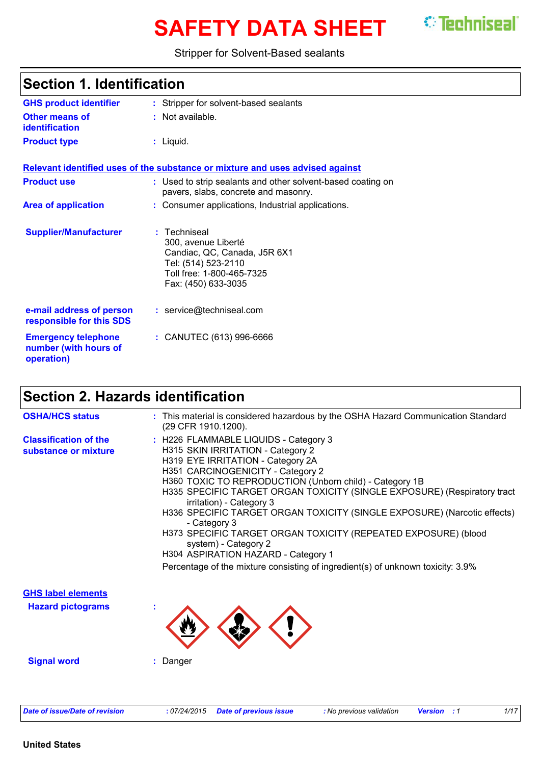# SAFETY DATA SHEET

Techniseal®

Stripper for Solvent-Based sealants

## Section 1. Identification

| | | |
|---|---|---|
| **GHS product identifier** | : | Stripper for solvent-based sealants |
| **Other means of identification** | : | Not available. |
| **Product type** | : | Liquid. |

**Relevant identified uses of the substance or mixture and uses advised against**

| | | |
|---|---|---|
| **Product use** | : | Used to strip sealants and other solvent-based coating on pavers, slabs, concrete and masonry. |
| **Area of application** | : | Consumer applications, Industrial applications. |
| **Supplier/Manufacturer** | : | Techniseal<br>300, avenue Liberté<br>Candiac, QC, Canada, J5R 6X1<br>Tel: (514) 523-2110<br>Toll free: 1-800-465-7325<br>Fax: (450) 633-3035 |
| **e-mail address of person responsible for this SDS** | : | service@techniseal.com |
| **Emergency telephone number (with hours of operation)** | : | CANUTEC (613) 996-6666 |

## Section 2. Hazards identification

| | | |
|---|---|---|
| **OSHA/HCS status** | : | This material is considered hazardous by the OSHA Hazard Communication Standard (29 CFR 1910.1200). |
| **Classification of the substance or mixture** | : | H226 FLAMMABLE LIQUIDS - Category 3<br>H315 SKIN IRRITATION - Category 2<br>H319 EYE IRRITATION - Category 2A<br>H351 CARCINOGENICITY - Category 2<br>H360 TOXIC TO REPRODUCTION (Unborn child) - Category 1B<br>H335 SPECIFIC TARGET ORGAN TOXICITY (SINGLE EXPOSURE) (Respiratory tract irritation) - Category 3<br>H336 SPECIFIC TARGET ORGAN TOXICITY (SINGLE EXPOSURE) (Narcotic effects) - Category 3<br>H373 SPECIFIC TARGET ORGAN TOXICITY (REPEATED EXPOSURE) (blood system) - Category 2<br>H304 ASPIRATION HAZARD - Category 1<br>Percentage of the mixture consisting of ingredient(s) of unknown toxicity: 3.9% |

**GHS label elements**

| | | |
|---|---|---|
| **Hazard pictograms** | : | |
| **Signal word** | : | Danger |

*Date of issue/Date of revision* : 07/24/2015 *Date of previous issue* : No previous validation *Version* : 1

**United States**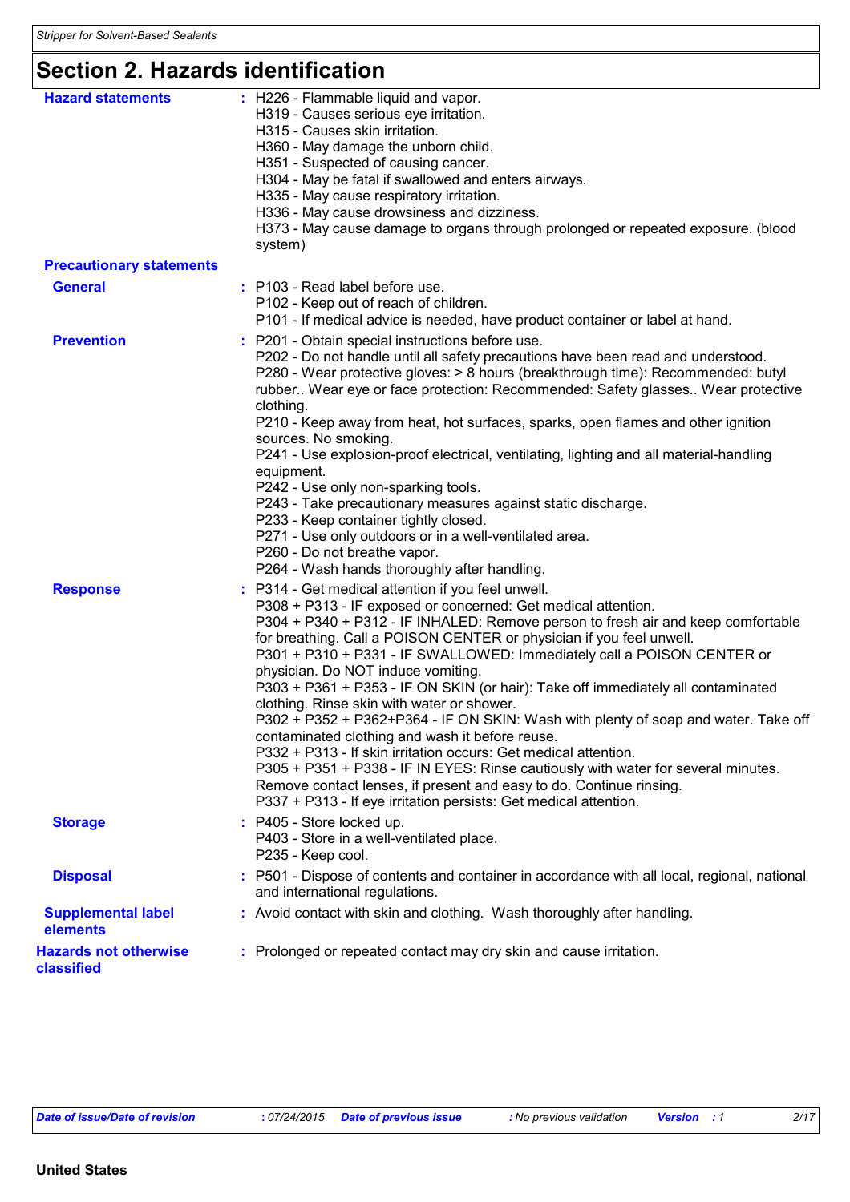## Section 2. Hazards identification

**Hazard statements** : H226 - Flammable liquid and vapor.
H319 - Causes serious eye irritation.
H315 - Causes skin irritation.
H360 - May damage the unborn child.
H351 - Suspected of causing cancer.
H304 - May be fatal if swallowed and enters airways.
H335 - May cause respiratory irritation.
H336 - May cause drowsiness and dizziness.
H373 - May cause damage to organs through prolonged or repeated exposure. (blood system)

**Precautionary statements**

**General** : P103 - Read label before use.
P102 - Keep out of reach of children.
P101 - If medical advice is needed, have product container or label at hand.

**Prevention** : P201 - Obtain special instructions before use.
P202 - Do not handle until all safety precautions have been read and understood.
P280 - Wear protective gloves: > 8 hours (breakthrough time): Recommended: butyl rubber.. Wear eye or face protection: Recommended: Safety glasses.. Wear protective clothing.
P210 - Keep away from heat, hot surfaces, sparks, open flames and other ignition sources. No smoking.
P241 - Use explosion-proof electrical, ventilating, lighting and all material-handling equipment.
P242 - Use only non-sparking tools.
P243 - Take precautionary measures against static discharge.
P233 - Keep container tightly closed.
P271 - Use only outdoors or in a well-ventilated area.
P260 - Do not breathe vapor.
P264 - Wash hands thoroughly after handling.

**Response** : P314 - Get medical attention if you feel unwell.
P308 + P313 - IF exposed or concerned: Get medical attention.
P304 + P340 + P312 - IF INHALED: Remove person to fresh air and keep comfortable for breathing. Call a POISON CENTER or physician if you feel unwell.
P301 + P310 + P331 - IF SWALLOWED: Immediately call a POISON CENTER or physician. Do NOT induce vomiting.
P303 + P361 + P353 - IF ON SKIN (or hair): Take off immediately all contaminated clothing. Rinse skin with water or shower.
P302 + P352 + P362+P364 - IF ON SKIN: Wash with plenty of soap and water. Take off contaminated clothing and wash it before reuse.
P332 + P313 - If skin irritation occurs: Get medical attention.
P305 + P351 + P338 - IF IN EYES: Rinse cautiously with water for several minutes. Remove contact lenses, if present and easy to do. Continue rinsing.
P337 + P313 - If eye irritation persists: Get medical attention.

**Storage** : P405 - Store locked up.
P403 - Store in a well-ventilated place.
P235 - Keep cool.

**Disposal** : P501 - Dispose of contents and container in accordance with all local, regional, national and international regulations.

**Supplemental label elements** : Avoid contact with skin and clothing. Wash thoroughly after handling.

**Hazards not otherwise classified** : Prolonged or repeated contact may dry skin and cause irritation.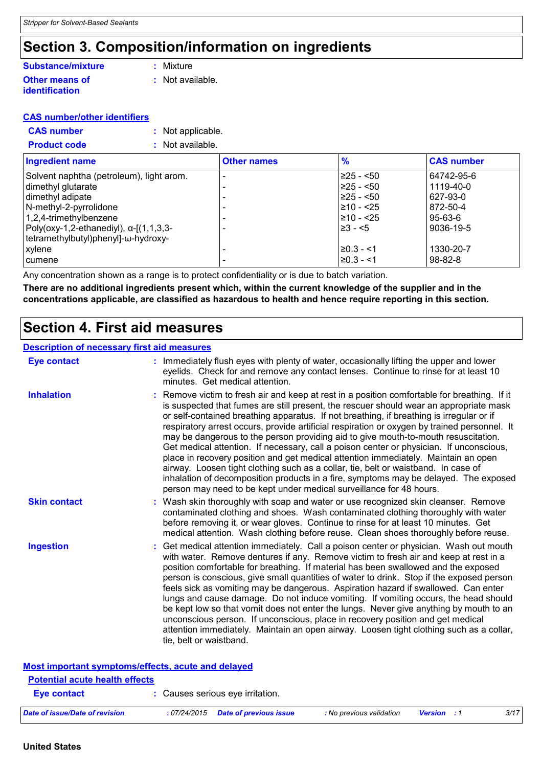# Section 3. Composition/information on ingredients

**Substance/mixture** : Mixture

**Other means of identification** : Not available.

**CAS number/other identifiers**

**CAS number** : Not applicable.

**Product code** : Not available.

| Ingredient name | Other names | % | CAS number |
|---|---|---|---|
| Solvent naphtha (petroleum), light arom. | - | ≥25 - <50 | 64742-95-6 |
| dimethyl glutarate | - | ≥25 - <50 | 1119-40-0 |
| dimethyl adipate | - | ≥25 - <50 | 627-93-0 |
| N-methyl-2-pyrrolidone | - | ≥10 - <25 | 872-50-4 |
| 1,2,4-trimethylbenzene | - | ≥10 - <25 | 95-63-6 |
| Poly(oxy-1,2-ethanediyl), α-[(1,1,3,3-tetramethylbutyl)phenyl]-ω-hydroxy- | - | ≥3 - <5 | 9036-19-5 |
| xylene | - | ≥0.3 - <1 | 1330-20-7 |
| cumene | - | ≥0.3 - <1 | 98-82-8 |

Any concentration shown as a range is to protect confidentiality or is due to batch variation.

**There are no additional ingredients present which, within the current knowledge of the supplier and in the concentrations applicable, are classified as hazardous to health and hence require reporting in this section.**

# Section 4. First aid measures

**Description of necessary first aid measures**

**Eye contact** : Immediately flush eyes with plenty of water, occasionally lifting the upper and lower eyelids. Check for and remove any contact lenses. Continue to rinse for at least 10 minutes. Get medical attention.

**Inhalation** : Remove victim to fresh air and keep at rest in a position comfortable for breathing. If it is suspected that fumes are still present, the rescuer should wear an appropriate mask or self-contained breathing apparatus. If not breathing, if breathing is irregular or if respiratory arrest occurs, provide artificial respiration or oxygen by trained personnel. It may be dangerous to the person providing aid to give mouth-to-mouth resuscitation. Get medical attention. If necessary, call a poison center or physician. If unconscious, place in recovery position and get medical attention immediately. Maintain an open airway. Loosen tight clothing such as a collar, tie, belt or waistband. In case of inhalation of decomposition products in a fire, symptoms may be delayed. The exposed person may need to be kept under medical surveillance for 48 hours.

**Skin contact** : Wash skin thoroughly with soap and water or use recognized skin cleanser. Remove contaminated clothing and shoes. Wash contaminated clothing thoroughly with water before removing it, or wear gloves. Continue to rinse for at least 10 minutes. Get medical attention. Wash clothing before reuse. Clean shoes thoroughly before reuse.

**Ingestion** : Get medical attention immediately. Call a poison center or physician. Wash out mouth with water. Remove dentures if any. Remove victim to fresh air and keep at rest in a position comfortable for breathing. If material has been swallowed and the exposed person is conscious, give small quantities of water to drink. Stop if the exposed person feels sick as vomiting may be dangerous. Aspiration hazard if swallowed. Can enter lungs and cause damage. Do not induce vomiting. If vomiting occurs, the head should be kept low so that vomit does not enter the lungs. Never give anything by mouth to an unconscious person. If unconscious, place in recovery position and get medical attention immediately. Maintain an open airway. Loosen tight clothing such as a collar, tie, belt or waistband.

**Most important symptoms/effects, acute and delayed**

**Potential acute health effects**

**Eye contact** : Causes serious eye irritation.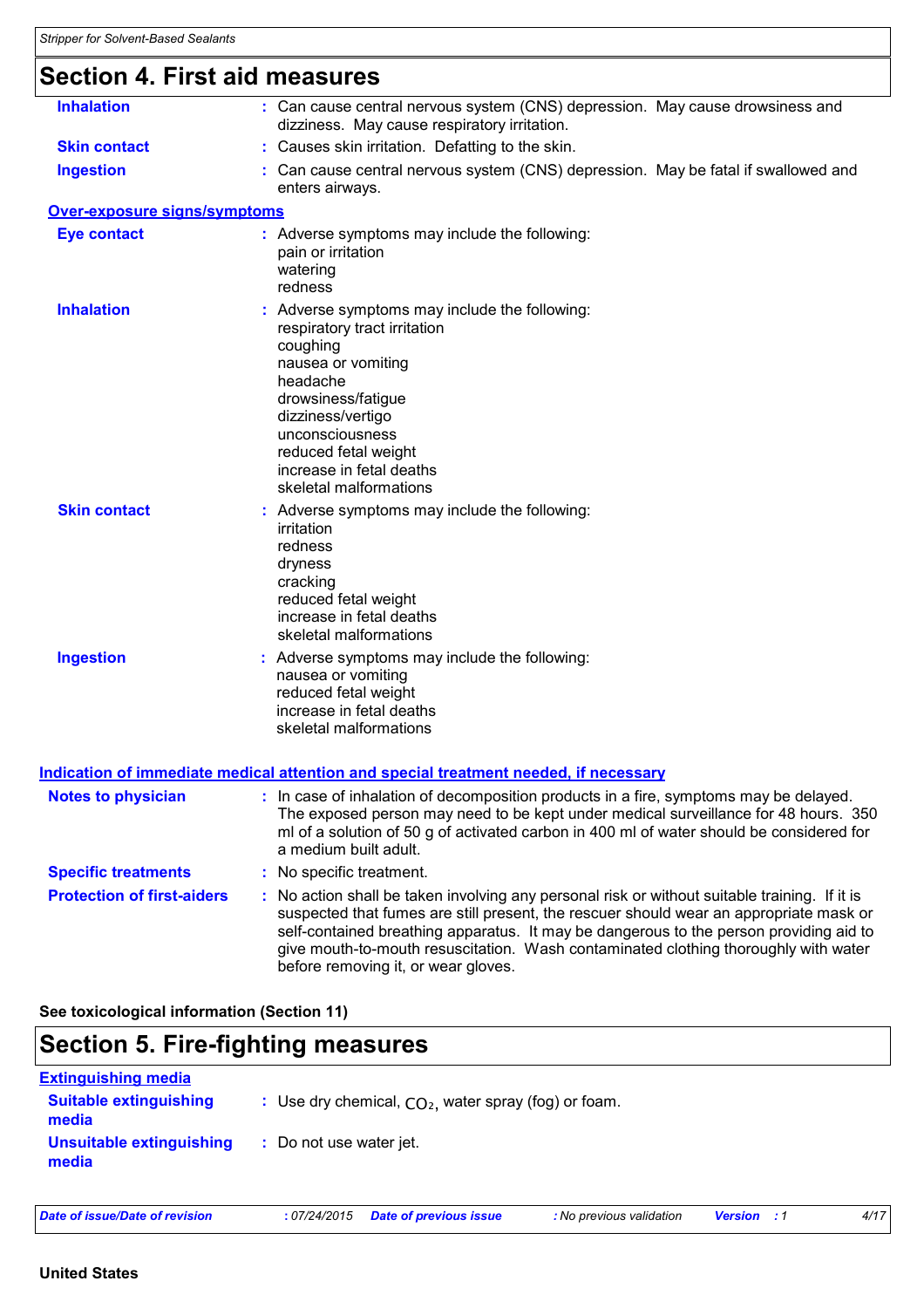# Section 4. First aid measures

**Inhalation** : Can cause central nervous system (CNS) depression. May cause drowsiness and dizziness. May cause respiratory irritation.

**Skin contact** : Causes skin irritation. Defatting to the skin.

**Ingestion** : Can cause central nervous system (CNS) depression. May be fatal if swallowed and enters airways.

## Over-exposure signs/symptoms

**Eye contact** : Adverse symptoms may include the following:
pain or irritation
watering
redness

**Inhalation** : Adverse symptoms may include the following:
respiratory tract irritation
coughing
nausea or vomiting
headache
drowsiness/fatigue
dizziness/vertigo
unconsciousness
reduced fetal weight
increase in fetal deaths
skeletal malformations

**Skin contact** : Adverse symptoms may include the following:
irritation
redness
dryness
cracking
reduced fetal weight
increase in fetal deaths
skeletal malformations

**Ingestion** : Adverse symptoms may include the following:
nausea or vomiting
reduced fetal weight
increase in fetal deaths
skeletal malformations

## Indication of immediate medical attention and special treatment needed, if necessary

**Notes to physician** : In case of inhalation of decomposition products in a fire, symptoms may be delayed. The exposed person may need to be kept under medical surveillance for 48 hours. 350 ml of a solution of 50 g of activated carbon in 400 ml of water should be considered for a medium built adult.

**Specific treatments** : No specific treatment.

**Protection of first-aiders** : No action shall be taken involving any personal risk or without suitable training. If it is suspected that fumes are still present, the rescuer should wear an appropriate mask or self-contained breathing apparatus. It may be dangerous to the person providing aid to give mouth-to-mouth resuscitation. Wash contaminated clothing thoroughly with water before removing it, or wear gloves.

**See toxicological information (Section 11)**

# Section 5. Fire-fighting measures

## Extinguishing media

**Suitable extinguishing media** : Use dry chemical, $CO_2$, water spray (fog) or foam.

**Unsuitable extinguishing media** : Do not use water jet.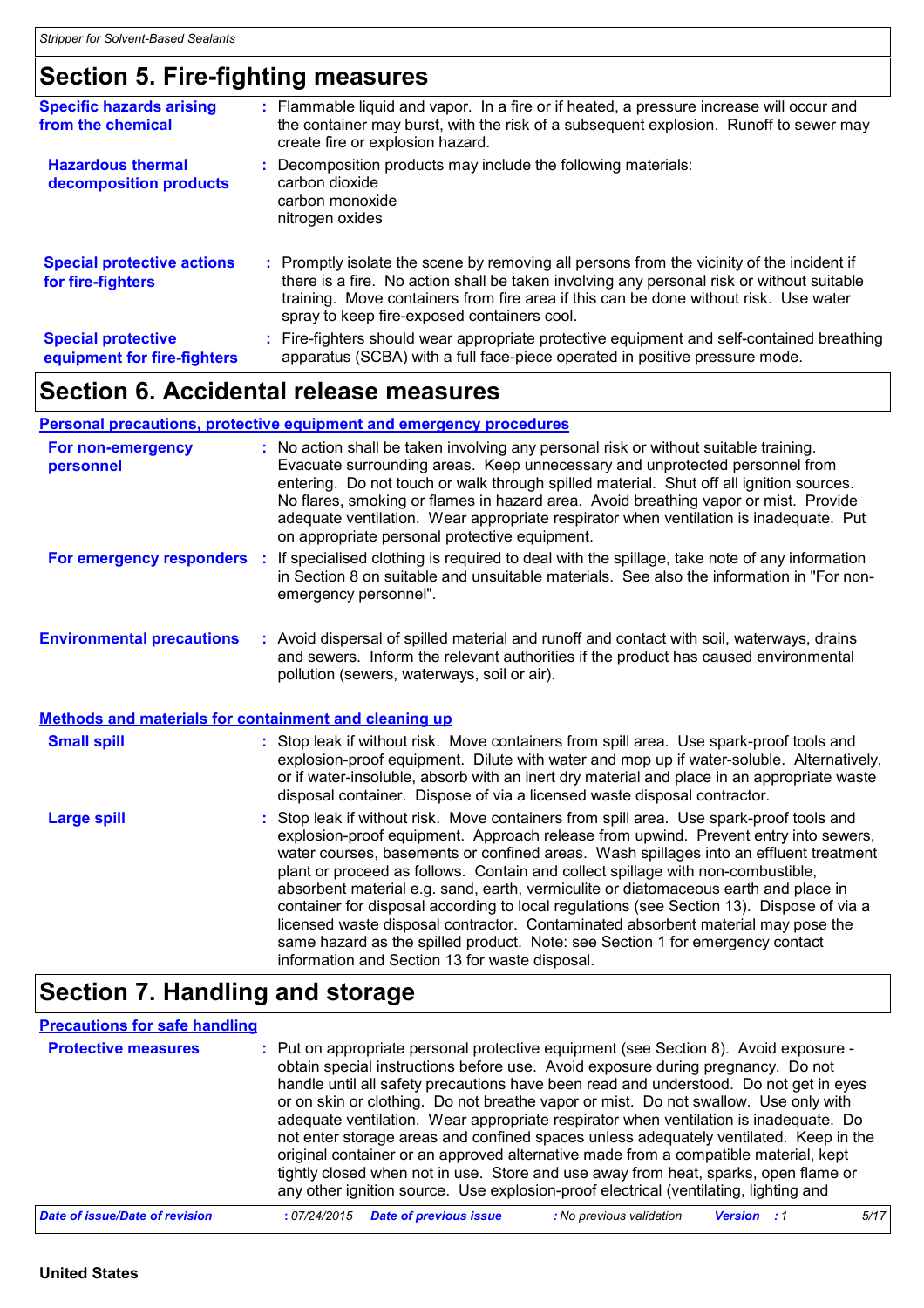## Section 5. Fire-fighting measures

**Specific hazards arising from the chemical** : Flammable liquid and vapor. In a fire or if heated, a pressure increase will occur and the container may burst, with the risk of a subsequent explosion. Runoff to sewer may create fire or explosion hazard.

**Hazardous thermal decomposition products** : Decomposition products may include the following materials:
carbon dioxide
carbon monoxide
nitrogen oxides

**Special protective actions for fire-fighters** : Promptly isolate the scene by removing all persons from the vicinity of the incident if there is a fire. No action shall be taken involving any personal risk or without suitable training. Move containers from fire area if this can be done without risk. Use water spray to keep fire-exposed containers cool.

**Special protective equipment for fire-fighters** : Fire-fighters should wear appropriate protective equipment and self-contained breathing apparatus (SCBA) with a full face-piece operated in positive pressure mode.

## Section 6. Accidental release measures

### Personal precautions, protective equipment and emergency procedures

**For non-emergency personnel** : No action shall be taken involving any personal risk or without suitable training. Evacuate surrounding areas. Keep unnecessary and unprotected personnel from entering. Do not touch or walk through spilled material. Shut off all ignition sources. No flares, smoking or flames in hazard area. Avoid breathing vapor or mist. Provide adequate ventilation. Wear appropriate respirator when ventilation is inadequate. Put on appropriate personal protective equipment.

**For emergency responders** : If specialised clothing is required to deal with the spillage, take note of any information in Section 8 on suitable and unsuitable materials. See also the information in "For non-emergency personnel".

**Environmental precautions** : Avoid dispersal of spilled material and runoff and contact with soil, waterways, drains and sewers. Inform the relevant authorities if the product has caused environmental pollution (sewers, waterways, soil or air).

### Methods and materials for containment and cleaning up

**Small spill** : Stop leak if without risk. Move containers from spill area. Use spark-proof tools and explosion-proof equipment. Dilute with water and mop up if water-soluble. Alternatively, or if water-insoluble, absorb with an inert dry material and place in an appropriate waste disposal container. Dispose of via a licensed waste disposal contractor.

**Large spill** : Stop leak if without risk. Move containers from spill area. Use spark-proof tools and explosion-proof equipment. Approach release from upwind. Prevent entry into sewers, water courses, basements or confined areas. Wash spillages into an effluent treatment plant or proceed as follows. Contain and collect spillage with non-combustible, absorbent material e.g. sand, earth, vermiculite or diatomaceous earth and place in container for disposal according to local regulations (see Section 13). Dispose of via a licensed waste disposal contractor. Contaminated absorbent material may pose the same hazard as the spilled product. Note: see Section 1 for emergency contact information and Section 13 for waste disposal.

## Section 7. Handling and storage

### Precautions for safe handling

**Protective measures** : Put on appropriate personal protective equipment (see Section 8). Avoid exposure - obtain special instructions before use. Avoid exposure during pregnancy. Do not handle until all safety precautions have been read and understood. Do not get in eyes or on skin or clothing. Do not breathe vapor or mist. Do not swallow. Use only with adequate ventilation. Wear appropriate respirator when ventilation is inadequate. Do not enter storage areas and confined spaces unless adequately ventilated. Keep in the original container or an approved alternative made from a compatible material, kept tightly closed when not in use. Store and use away from heat, sparks, open flame or any other ignition source. Use explosion-proof electrical (ventilating, lighting and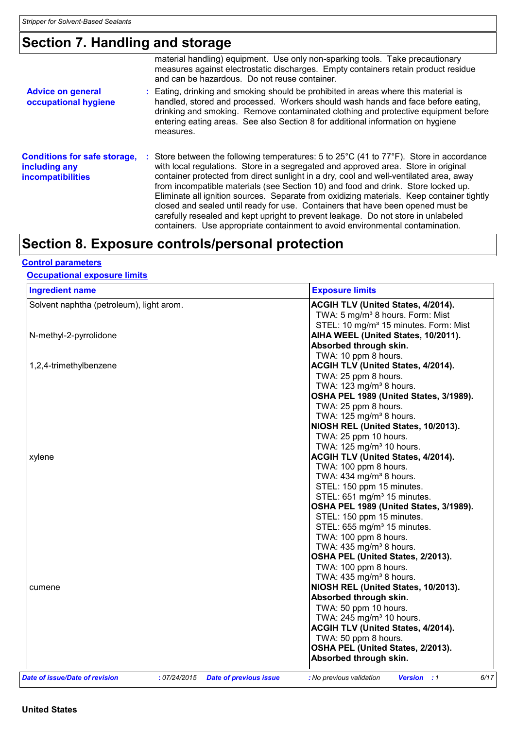## Section 7. Handling and storage

material handling) equipment. Use only non-sparking tools. Take precautionary measures against electrostatic discharges. Empty containers retain product residue and can be hazardous. Do not reuse container.

**Advice on general occupational hygiene** : Eating, drinking and smoking should be prohibited in areas where this material is handled, stored and processed. Workers should wash hands and face before eating, drinking and smoking. Remove contaminated clothing and protective equipment before entering eating areas. See also Section 8 for additional information on hygiene measures.

**Conditions for safe storage, including any incompatibilities** : Store between the following temperatures: 5 to 25°C (41 to 77°F). Store in accordance with local regulations. Store in a segregated and approved area. Store in original container protected from direct sunlight in a dry, cool and well-ventilated area, away from incompatible materials (see Section 10) and food and drink. Store locked up. Eliminate all ignition sources. Separate from oxidizing materials. Keep container tightly closed and sealed until ready for use. Containers that have been opened must be carefully resealed and kept upright to prevent leakage. Do not store in unlabeled containers. Use appropriate containment to avoid environmental contamination.

## Section 8. Exposure controls/personal protection

### Control parameters

#### Occupational exposure limits

| Ingredient name | Exposure limits |
|---|---|
| Solvent naphtha (petroleum), light arom. | **ACGIH TLV (United States, 4/2014).**<br>TWA: 5 mg/m³ 8 hours. Form: Mist<br>STEL: 10 mg/m³ 15 minutes. Form: Mist |
| N-methyl-2-pyrrolidone | **AIHA WEEL (United States, 10/2011).**<br>**Absorbed through skin.**<br>TWA: 10 ppm 8 hours. |
| 1,2,4-trimethylbenzene | **ACGIH TLV (United States, 4/2014).**<br>TWA: 25 ppm 8 hours.<br>TWA: 123 mg/m³ 8 hours.<br>**OSHA PEL 1989 (United States, 3/1989).**<br>TWA: 25 ppm 8 hours.<br>TWA: 125 mg/m³ 8 hours.<br>**NIOSH REL (United States, 10/2013).**<br>TWA: 25 ppm 10 hours.<br>TWA: 125 mg/m³ 10 hours. |
| xylene | **ACGIH TLV (United States, 4/2014).**<br>TWA: 100 ppm 8 hours.<br>TWA: 434 mg/m³ 8 hours.<br>STEL: 150 ppm 15 minutes.<br>STEL: 651 mg/m³ 15 minutes.<br>**OSHA PEL 1989 (United States, 3/1989).**<br>STEL: 150 ppm 15 minutes.<br>STEL: 655 mg/m³ 15 minutes.<br>TWA: 100 ppm 8 hours.<br>TWA: 435 mg/m³ 8 hours.<br>**OSHA PEL (United States, 2/2013).**<br>TWA: 100 ppm 8 hours.<br>TWA: 435 mg/m³ 8 hours. |
| cumene | **NIOSH REL (United States, 10/2013).**<br>**Absorbed through skin.**<br>TWA: 50 ppm 10 hours.<br>TWA: 245 mg/m³ 10 hours.<br>**ACGIH TLV (United States, 4/2014).**<br>TWA: 50 ppm 8 hours.<br>**OSHA PEL (United States, 2/2013).**<br>**Absorbed through skin.** |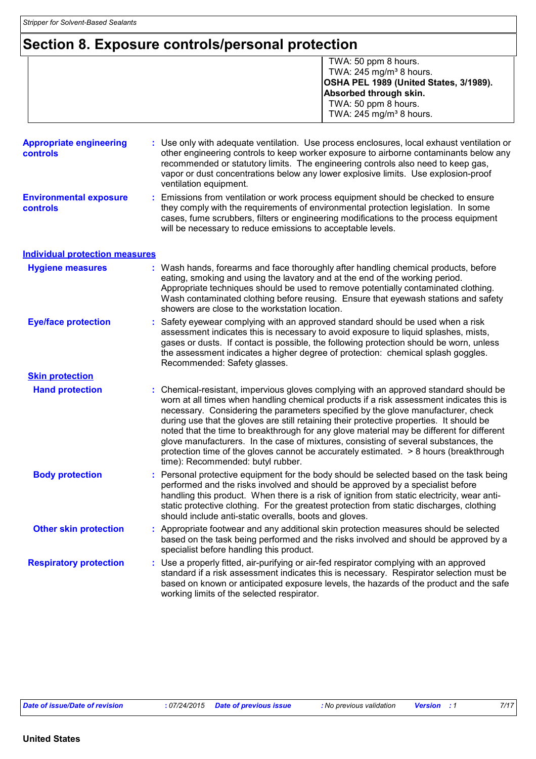# Section 8. Exposure controls/personal protection

| | |
|---|---|
| | TWA: 50 ppm 8 hours.<br>TWA: 245 mg/m³ 8 hours.<br>**OSHA PEL 1989 (United States, 3/1989). Absorbed through skin.**<br>TWA: 50 ppm 8 hours.<br>TWA: 245 mg/m³ 8 hours. |

**Appropriate engineering controls** : Use only with adequate ventilation. Use process enclosures, local exhaust ventilation or other engineering controls to keep worker exposure to airborne contaminants below any recommended or statutory limits. The engineering controls also need to keep gas, vapor or dust concentrations below any lower explosive limits. Use explosion-proof ventilation equipment.

**Environmental exposure controls** : Emissions from ventilation or work process equipment should be checked to ensure they comply with the requirements of environmental protection legislation. In some cases, fume scrubbers, filters or engineering modifications to the process equipment will be necessary to reduce emissions to acceptable levels.

## Individual protection measures

**Hygiene measures** : Wash hands, forearms and face thoroughly after handling chemical products, before eating, smoking and using the lavatory and at the end of the working period. Appropriate techniques should be used to remove potentially contaminated clothing. Wash contaminated clothing before reusing. Ensure that eyewash stations and safety showers are close to the workstation location.

**Eye/face protection** : Safety eyewear complying with an approved standard should be used when a risk assessment indicates this is necessary to avoid exposure to liquid splashes, mists, gases or dusts. If contact is possible, the following protection should be worn, unless the assessment indicates a higher degree of protection: chemical splash goggles. Recommended: Safety glasses.

### Skin protection

**Hand protection** : Chemical-resistant, impervious gloves complying with an approved standard should be worn at all times when handling chemical products if a risk assessment indicates this is necessary. Considering the parameters specified by the glove manufacturer, check during use that the gloves are still retaining their protective properties. It should be noted that the time to breakthrough for any glove material may be different for different glove manufacturers. In the case of mixtures, consisting of several substances, the protection time of the gloves cannot be accurately estimated. > 8 hours (breakthrough time): Recommended: butyl rubber.

**Body protection** : Personal protective equipment for the body should be selected based on the task being performed and the risks involved and should be approved by a specialist before handling this product. When there is a risk of ignition from static electricity, wear anti-static protective clothing. For the greatest protection from static discharges, clothing should include anti-static overalls, boots and gloves.

**Other skin protection** : Appropriate footwear and any additional skin protection measures should be selected based on the task being performed and the risks involved and should be approved by a specialist before handling this product.

**Respiratory protection** : Use a properly fitted, air-purifying or air-fed respirator complying with an approved standard if a risk assessment indicates this is necessary. Respirator selection must be based on known or anticipated exposure levels, the hazards of the product and the safe working limits of the selected respirator.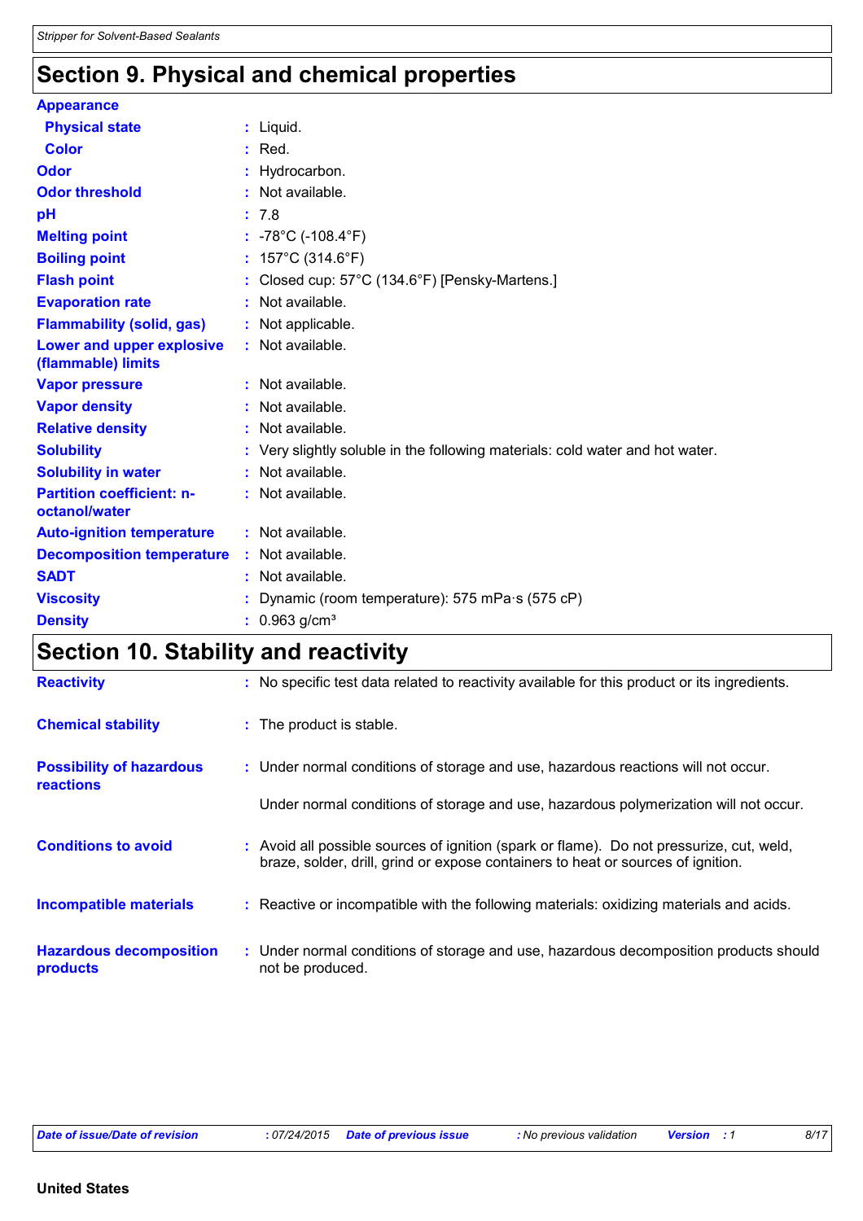# Section 9. Physical and chemical properties

| | |
|---|---|
| **Appearance** | |
| **Physical state** | : Liquid. |
| **Color** | : Red. |
| **Odor** | : Hydrocarbon. |
| **Odor threshold** | : Not available. |
| **pH** | : 7.8 |
| **Melting point** | : -78°C (-108.4°F) |
| **Boiling point** | : 157°C (314.6°F) |
| **Flash point** | : Closed cup: 57°C (134.6°F) [Pensky-Martens.] |
| **Evaporation rate** | : Not available. |
| **Flammability (solid, gas)** | : Not applicable. |
| **Lower and upper explosive (flammable) limits** | : Not available. |
| **Vapor pressure** | : Not available. |
| **Vapor density** | : Not available. |
| **Relative density** | : Not available. |
| **Solubility** | : Very slightly soluble in the following materials: cold water and hot water. |
| **Solubility in water** | : Not available. |
| **Partition coefficient: n-octanol/water** | : Not available. |
| **Auto-ignition temperature** | : Not available. |
| **Decomposition temperature** | : Not available. |
| **SADT** | : Not available. |
| **Viscosity** | : Dynamic (room temperature): 575 mPa·s (575 cP) |
| **Density** | : 0.963 g/cm³ |

# Section 10. Stability and reactivity

| | |
|---|---|
| **Reactivity** | : No specific test data related to reactivity available for this product or its ingredients. |
| **Chemical stability** | : The product is stable. |
| **Possibility of hazardous reactions** | : Under normal conditions of storage and use, hazardous reactions will not occur. <br><br> Under normal conditions of storage and use, hazardous polymerization will not occur. |
| **Conditions to avoid** | : Avoid all possible sources of ignition (spark or flame). Do not pressurize, cut, weld, braze, solder, drill, grind or expose containers to heat or sources of ignition. |
| **Incompatible materials** | : Reactive or incompatible with the following materials: oxidizing materials and acids. |
| **Hazardous decomposition products** | : Under normal conditions of storage and use, hazardous decomposition products should not be produced. |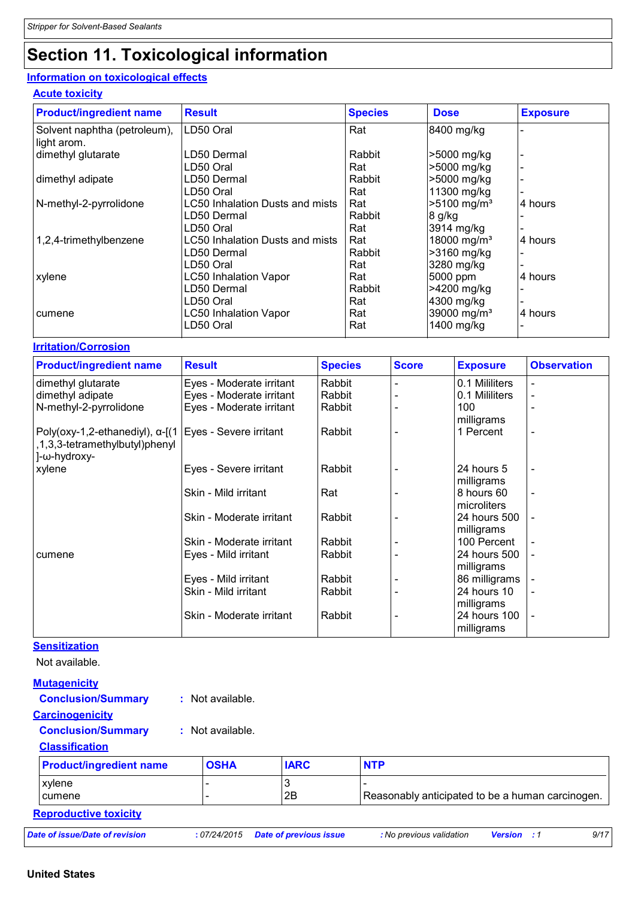## Section 11. Toxicological information

### Information on toxicological effects

#### Acute toxicity

| Product/ingredient name | Result | Species | Dose | Exposure |
|---|---|---|---|---|
| Solvent naphtha (petroleum), light arom. | LD50 Oral | Rat | 8400 mg/kg | - |
| dimethyl glutarate | LD50 Dermal | Rabbit | >5000 mg/kg | - |
| | LD50 Oral | Rat | >5000 mg/kg | - |
| dimethyl adipate | LD50 Dermal | Rabbit | >5000 mg/kg | - |
| | LD50 Oral | Rat | 11300 mg/kg | - |
| N-methyl-2-pyrrolidone | LC50 Inhalation Dusts and mists | Rat | >5100 mg/m³ | 4 hours |
| | LD50 Dermal | Rabbit | 8 g/kg | - |
| | LD50 Oral | Rat | 3914 mg/kg | - |
| 1,2,4-trimethylbenzene | LC50 Inhalation Dusts and mists | Rat | 18000 mg/m³ | 4 hours |
| | LD50 Dermal | Rabbit | >3160 mg/kg | - |
| | LD50 Oral | Rat | 3280 mg/kg | - |
| xylene | LC50 Inhalation Vapor | Rat | 5000 ppm | 4 hours |
| | LD50 Dermal | Rabbit | >4200 mg/kg | - |
| | LD50 Oral | Rat | 4300 mg/kg | - |
| cumene | LC50 Inhalation Vapor | Rat | 39000 mg/m³ | 4 hours |
| | LD50 Oral | Rat | 1400 mg/kg | - |

#### Irritation/Corrosion

| Product/ingredient name | Result | Species | Score | Exposure | Observation |
|---|---|---|---|---|---|
| dimethyl glutarate | Eyes - Moderate irritant | Rabbit | - | 0.1 Mililiters | - |
| dimethyl adipate | Eyes - Moderate irritant | Rabbit | - | 0.1 Mililiters | - |
| N-methyl-2-pyrrolidone | Eyes - Moderate irritant | Rabbit | - | 100 milligrams | - |
| Poly(oxy-1,2-ethanediyl), α-[(1,1,3,3-tetramethylbutyl)phenyl]-ω-hydroxy- | Eyes - Severe irritant | Rabbit | - | 1 Percent | - |
| xylene | Eyes - Severe irritant | Rabbit | - | 24 hours 5 milligrams | - |
| | Skin - Mild irritant | Rat | - | 8 hours 60 microliters | - |
| | Skin - Moderate irritant | Rabbit | - | 24 hours 500 milligrams | - |
| | Skin - Moderate irritant | Rabbit | - | 100 Percent | - |
| cumene | Eyes - Mild irritant | Rabbit | - | 24 hours 500 milligrams | - |
| | Eyes - Mild irritant | Rabbit | - | 86 milligrams | - |
| | Skin - Mild irritant | Rabbit | - | 24 hours 10 milligrams | - |
| | Skin - Moderate irritant | Rabbit | - | 24 hours 100 milligrams | - |

#### Sensitization

Not available.

#### Mutagenicity

**Conclusion/Summary** : Not available.

#### Carcinogenicity

**Conclusion/Summary** : Not available.

#### Classification

| Product/ingredient name | OSHA | IARC | NTP |
|---|---|---|---|
| xylene | - | 3 | - |
| cumene | - | 2B | Reasonably anticipated to be a human carcinogen. |

#### Reproductive toxicity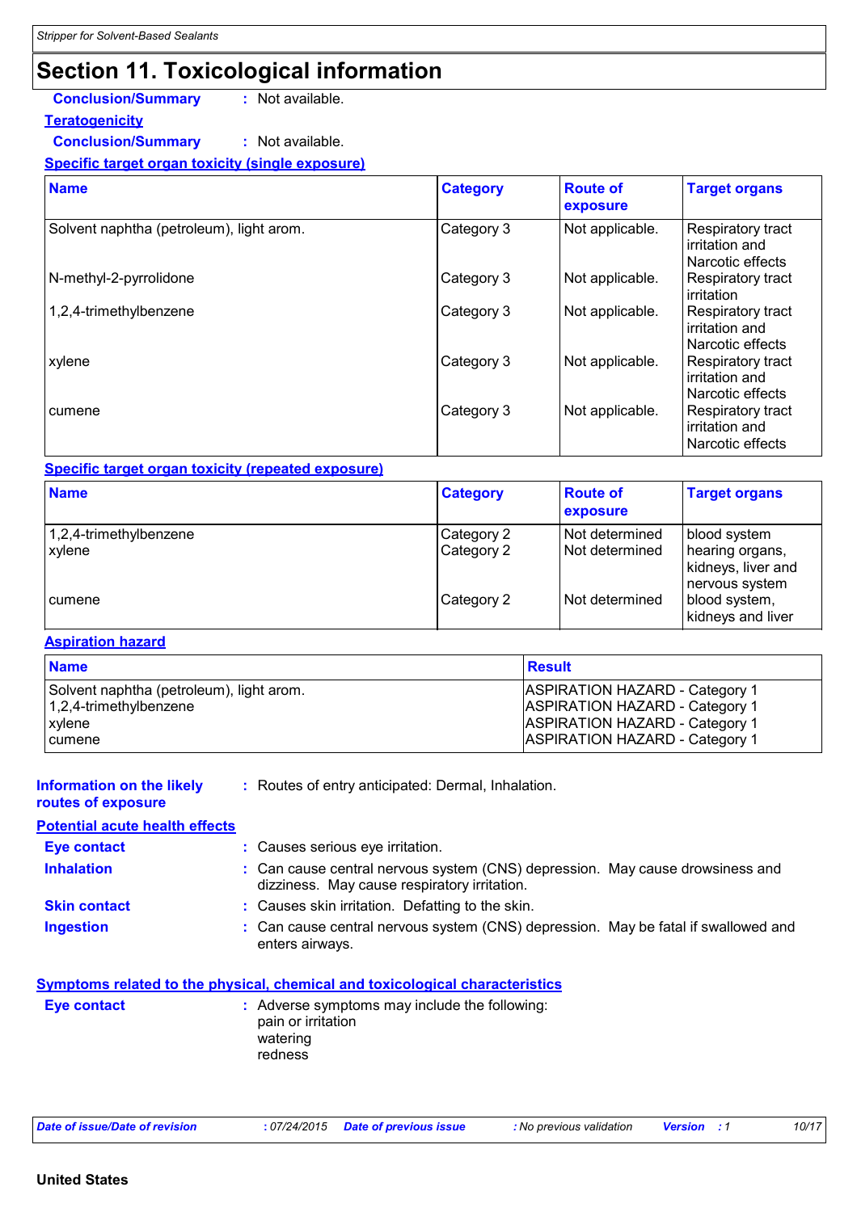## Section 11. Toxicological information

**Conclusion/Summary** : Not available.

**Teratogenicity**

**Conclusion/Summary** : Not available.

**Specific target organ toxicity (single exposure)**

| Name | Category | Route of exposure | Target organs |
|---|---|---|---|
| Solvent naphtha (petroleum), light arom. | Category 3 | Not applicable. | Respiratory tract irritation and Narcotic effects |
| N-methyl-2-pyrrolidone | Category 3 | Not applicable. | Respiratory tract irritation |
| 1,2,4-trimethylbenzene | Category 3 | Not applicable. | Respiratory tract irritation and Narcotic effects |
| xylene | Category 3 | Not applicable. | Respiratory tract irritation and Narcotic effects |
| cumene | Category 3 | Not applicable. | Respiratory tract irritation and Narcotic effects |

**Specific target organ toxicity (repeated exposure)**

| Name | Category | Route of exposure | Target organs |
|---|---|---|---|
| 1,2,4-trimethylbenzene | Category 2 | Not determined | blood system |
| xylene | Category 2 | Not determined | hearing organs, kidneys, liver and nervous system |
| cumene | Category 2 | Not determined | blood system, kidneys and liver |

**Aspiration hazard**

| Name | Result |
|---|---|
| Solvent naphtha (petroleum), light arom. | ASPIRATION HAZARD - Category 1 |
| 1,2,4-trimethylbenzene | ASPIRATION HAZARD - Category 1 |
| xylene | ASPIRATION HAZARD - Category 1 |
| cumene | ASPIRATION HAZARD - Category 1 |

**Information on the likely routes of exposure** : Routes of entry anticipated: Dermal, Inhalation.

**Potential acute health effects**

**Eye contact** : Causes serious eye irritation.

**Inhalation** : Can cause central nervous system (CNS) depression. May cause drowsiness and dizziness. May cause respiratory irritation.

**Skin contact** : Causes skin irritation. Defatting to the skin.

**Ingestion** : Can cause central nervous system (CNS) depression. May be fatal if swallowed and enters airways.

**Symptoms related to the physical, chemical and toxicological characteristics**

**Eye contact** : Adverse symptoms may include the following:
pain or irritation
watering
redness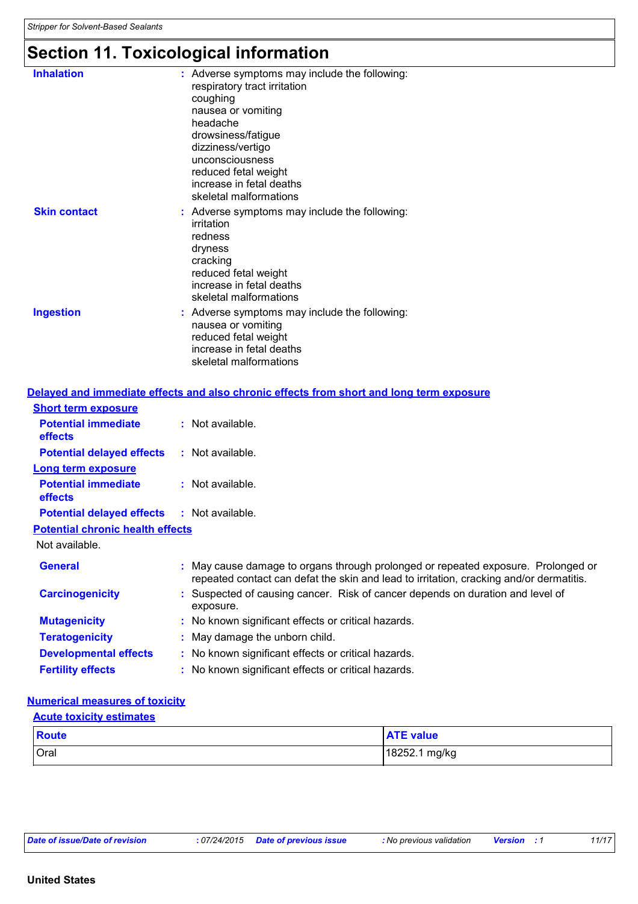# Section 11. Toxicological information

**Inhalation** : Adverse symptoms may include the following:
respiratory tract irritation
coughing
nausea or vomiting
headache
drowsiness/fatigue
dizziness/vertigo
unconsciousness
reduced fetal weight
increase in fetal deaths
skeletal malformations

**Skin contact** : Adverse symptoms may include the following:
irritation
redness
dryness
cracking
reduced fetal weight
increase in fetal deaths
skeletal malformations

**Ingestion** : Adverse symptoms may include the following:
nausea or vomiting
reduced fetal weight
increase in fetal deaths
skeletal malformations

## Delayed and immediate effects and also chronic effects from short and long term exposure

### Short term exposure

**Potential immediate effects** : Not available.

**Potential delayed effects** : Not available.

### Long term exposure

**Potential immediate effects** : Not available.

**Potential delayed effects** : Not available.

### Potential chronic health effects

Not available.

**General** : May cause damage to organs through prolonged or repeated exposure. Prolonged or repeated contact can defat the skin and lead to irritation, cracking and/or dermatitis.

**Carcinogenicity** : Suspected of causing cancer. Risk of cancer depends on duration and level of exposure.

**Mutagenicity** : No known significant effects or critical hazards.

**Teratogenicity** : May damage the unborn child.

**Developmental effects** : No known significant effects or critical hazards.

**Fertility effects** : No known significant effects or critical hazards.

## Numerical measures of toxicity

### Acute toxicity estimates

| Route | ATE value |
|---|---|
| Oral | 18252.1 mg/kg |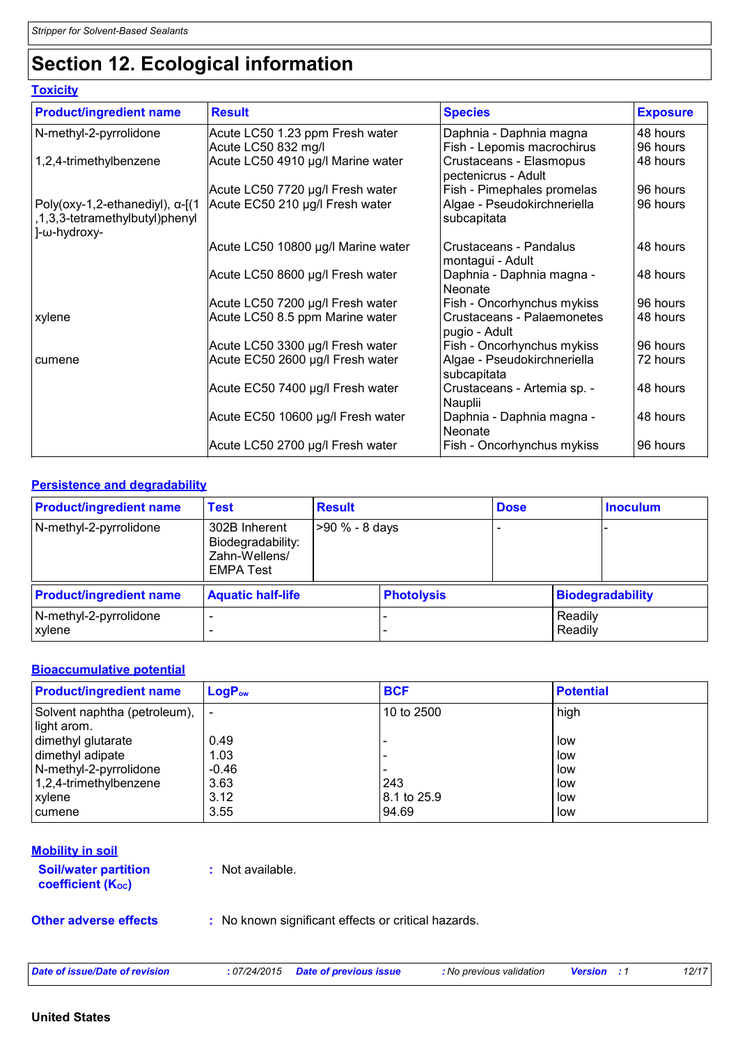## Section 12. Ecological information

### Toxicity

| Product/ingredient name | Result | Species | Exposure |
|---|---|---|---|
| N-methyl-2-pyrrolidone | Acute LC50 1.23 ppm Fresh water | Daphnia - Daphnia magna | 48 hours |
| | Acute LC50 832 mg/l | Fish - Lepomis macrochirus | 96 hours |
| 1,2,4-trimethylbenzene | Acute LC50 4910 µg/l Marine water | Crustaceans - Elasmopus pectenicrus - Adult | 48 hours |
| | Acute LC50 7720 µg/l Fresh water | Fish - Pimephales promelas | 96 hours |
| Poly(oxy-1,2-ethanediyl), α-[(1,1,3,3-tetramethylbutyl)phenyl]-ω-hydroxy- | Acute EC50 210 µg/l Fresh water | Algae - Pseudokirchneriella subcapitata | 96 hours |
| | Acute LC50 10800 µg/l Marine water | Crustaceans - Pandalus montagui - Adult | 48 hours |
| | Acute LC50 8600 µg/l Fresh water | Daphnia - Daphnia magna - Neonate | 48 hours |
| | Acute LC50 7200 µg/l Fresh water | Fish - Oncorhynchus mykiss | 96 hours |
| xylene | Acute LC50 8.5 ppm Marine water | Crustaceans - Palaemonetes pugio - Adult | 48 hours |
| | Acute LC50 3300 µg/l Fresh water | Fish - Oncorhynchus mykiss | 96 hours |
| cumene | Acute EC50 2600 µg/l Fresh water | Algae - Pseudokirchneriella subcapitata | 72 hours |
| | Acute EC50 7400 µg/l Fresh water | Crustaceans - Artemia sp. - Nauplii | 48 hours |
| | Acute EC50 10600 µg/l Fresh water | Daphnia - Daphnia magna - Neonate | 48 hours |
| | Acute LC50 2700 µg/l Fresh water | Fish - Oncorhynchus mykiss | 96 hours |

### Persistence and degradability

| Product/ingredient name | Test | Result | Dose | Inoculum |
|---|---|---|---|---|
| N-methyl-2-pyrrolidone | 302B Inherent Biodegradability: Zahn-Wellens/ EMPA Test | >90 % - 8 days | - | - |

| Product/ingredient name | Aquatic half-life | Photolysis | Biodegradability |
|---|---|---|---|
| N-methyl-2-pyrrolidone | - | - | Readily |
| xylene | - | - | Readily |

### Bioaccumulative potential

| Product/ingredient name | $LogP_{ow}$ | BCF | Potential |
|---|---|---|---|
| Solvent naphtha (petroleum), light arom. | - | 10 to 2500 | high |
| dimethyl glutarate | 0.49 | - | low |
| dimethyl adipate | 1.03 | - | low |
| N-methyl-2-pyrrolidone | -0.46 | - | low |
| 1,2,4-trimethylbenzene | 3.63 | 243 | low |
| xylene | 3.12 | 8.1 to 25.9 | low |
| cumene | 3.55 | 94.69 | low |

### Mobility in soil

**Soil/water partition coefficient ($K_{OC}$)** : Not available.

**Other adverse effects** : No known significant effects or critical hazards.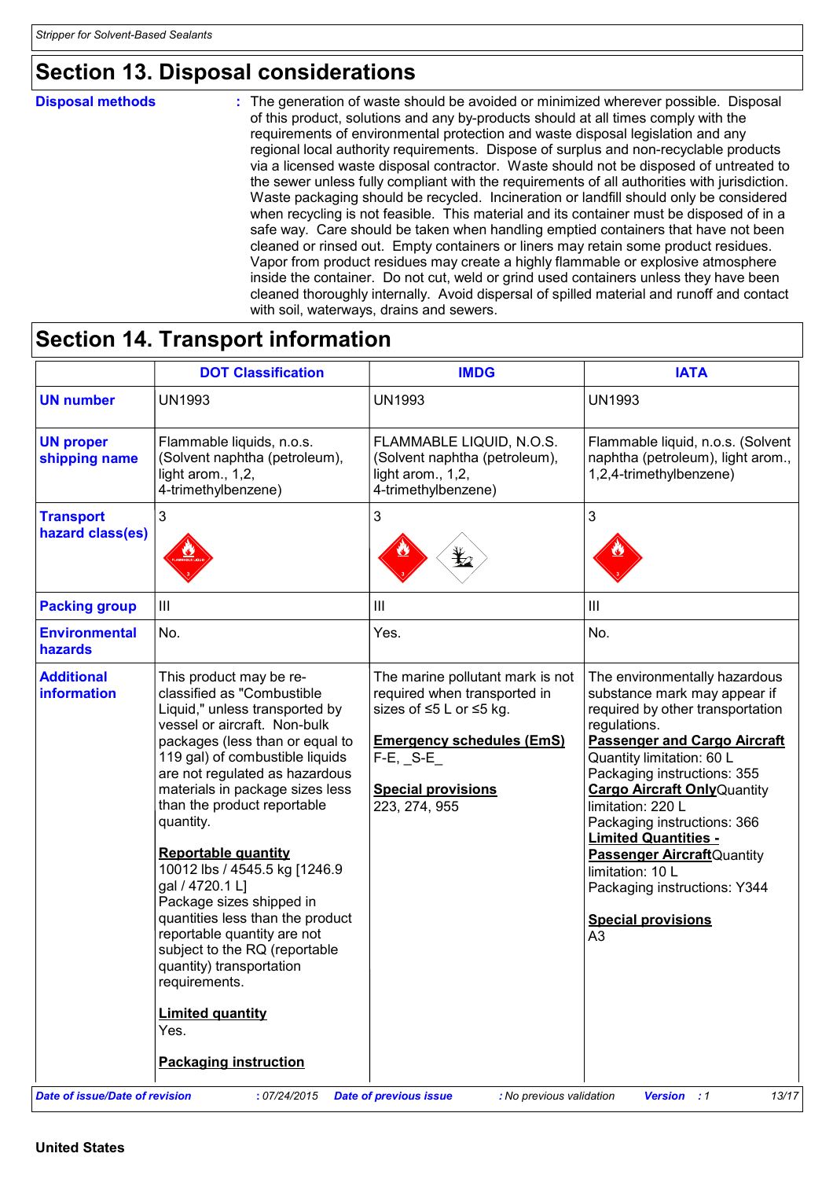## Section 13. Disposal considerations

**Disposal methods** : The generation of waste should be avoided or minimized wherever possible. Disposal of this product, solutions and any by-products should at all times comply with the requirements of environmental protection and waste disposal legislation and any regional local authority requirements. Dispose of surplus and non-recyclable products via a licensed waste disposal contractor. Waste should not be disposed of untreated to the sewer unless fully compliant with the requirements of all authorities with jurisdiction. Waste packaging should be recycled. Incineration or landfill should only be considered when recycling is not feasible. This material and its container must be disposed of in a safe way. Care should be taken when handling emptied containers that have not been cleaned or rinsed out. Empty containers or liners may retain some product residues. Vapor from product residues may create a highly flammable or explosive atmosphere inside the container. Do not cut, weld or grind used containers unless they have been cleaned thoroughly internally. Avoid dispersal of spilled material and runoff and contact with soil, waterways, drains and sewers.

## Section 14. Transport information

| | DOT Classification | IMDG | IATA |
|---|---|---|---|
| **UN number** | UN1993 | UN1993 | UN1993 |
| **UN proper shipping name** | Flammable liquids, n.o.s. (Solvent naphtha (petroleum), light arom., 1,2, 4-trimethylbenzene) | FLAMMABLE LIQUID, N.O.S. (Solvent naphtha (petroleum), light arom., 1,2, 4-trimethylbenzene) | Flammable liquid, n.o.s. (Solvent naphtha (petroleum), light arom., 1,2,4-trimethylbenzene) |
| **Transport hazard class(es)** | 3 | 3 | 3 |
| **Packing group** | III | III | III |
| **Environmental hazards** | No. | Yes. | No. |
| **Additional information** | This product may be re-classified as "Combustible Liquid," unless transported by vessel or aircraft. Non-bulk packages (less than or equal to 119 gal) of combustible liquids are not regulated as hazardous materials in package sizes less than the product reportable quantity.<br><br>**Reportable quantity**<br>10012 lbs / 4545.5 kg [1246.9 gal / 4720.1 L]<br>Package sizes shipped in quantities less than the product reportable quantity are not subject to the RQ (reportable quantity) transportation requirements.<br><br>**Limited quantity**<br>Yes.<br><br>**Packaging instruction** | The marine pollutant mark is not required when transported in sizes of ≤5 L or ≤5 kg.<br><br>**Emergency schedules (EmS)**<br>F-E, _S-E_<br><br>**Special provisions**<br>223, 274, 955 | The environmentally hazardous substance mark may appear if required by other transportation regulations.<br>**Passenger and Cargo Aircraft** Quantity limitation: 60 L<br>Packaging instructions: 355<br>**Cargo Aircraft Only** Quantity limitation: 220 L<br>Packaging instructions: 366<br>**Limited Quantities - Passenger Aircraft** Quantity limitation: 10 L<br>Packaging instructions: Y344<br><br>**Special provisions**<br>A3 |

United States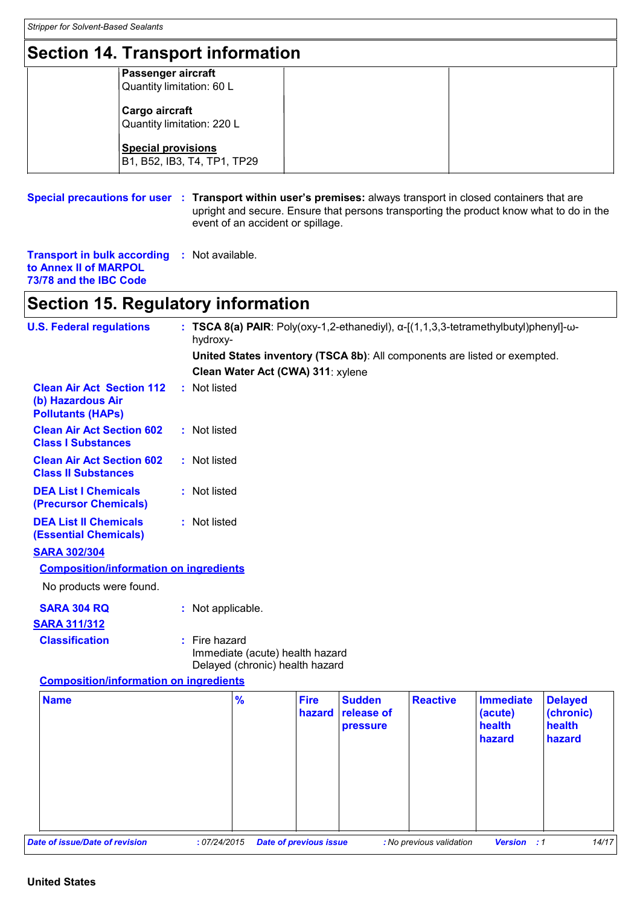## Section 14. Transport information

| | | | |
|---|---|---|---|
| | **Passenger aircraft**<br>Quantity limitation: 60 L<br><br>**Cargo aircraft**<br>Quantity limitation: 220 L<br><br>**Special provisions**<br>B1, B52, IB3, T4, TP1, TP29 | | |

**Special precautions for user** : **Transport within user's premises:** always transport in closed containers that are upright and secure. Ensure that persons transporting the product know what to do in the event of an accident or spillage.

**Transport in bulk according to Annex II of MARPOL 73/78 and the IBC Code** : Not available.

## Section 15. Regulatory information

**U.S. Federal regulations** : **TSCA 8(a) PAIR**: Poly(oxy-1,2-ethanediyl), α-[(1,1,3,3-tetramethylbutyl)phenyl]-ω-hydroxy-

**United States inventory (TSCA 8b)**: All components are listed or exempted.

**Clean Water Act (CWA) 311**: xylene

**Clean Air Act Section 112 (b) Hazardous Air Pollutants (HAPs)** : Not listed

**Clean Air Act Section 602 Class I Substances** : Not listed

**Clean Air Act Section 602 Class II Substances** : Not listed

**DEA List I Chemicals (Precursor Chemicals)** : Not listed

**DEA List II Chemicals (Essential Chemicals)** : Not listed

**SARA 302/304**

**Composition/information on ingredients**

No products were found.

**SARA 304 RQ** : Not applicable.

**SARA 311/312**

**Classification** : Fire hazard
Immediate (acute) health hazard
Delayed (chronic) health hazard

**Composition/information on ingredients**

| Name | % | Fire hazard | Sudden release of pressure | Reactive | Immediate (acute) health hazard | Delayed (chronic) health hazard |
|---|---|---|---|---|---|---|
| | | | | | | |

United States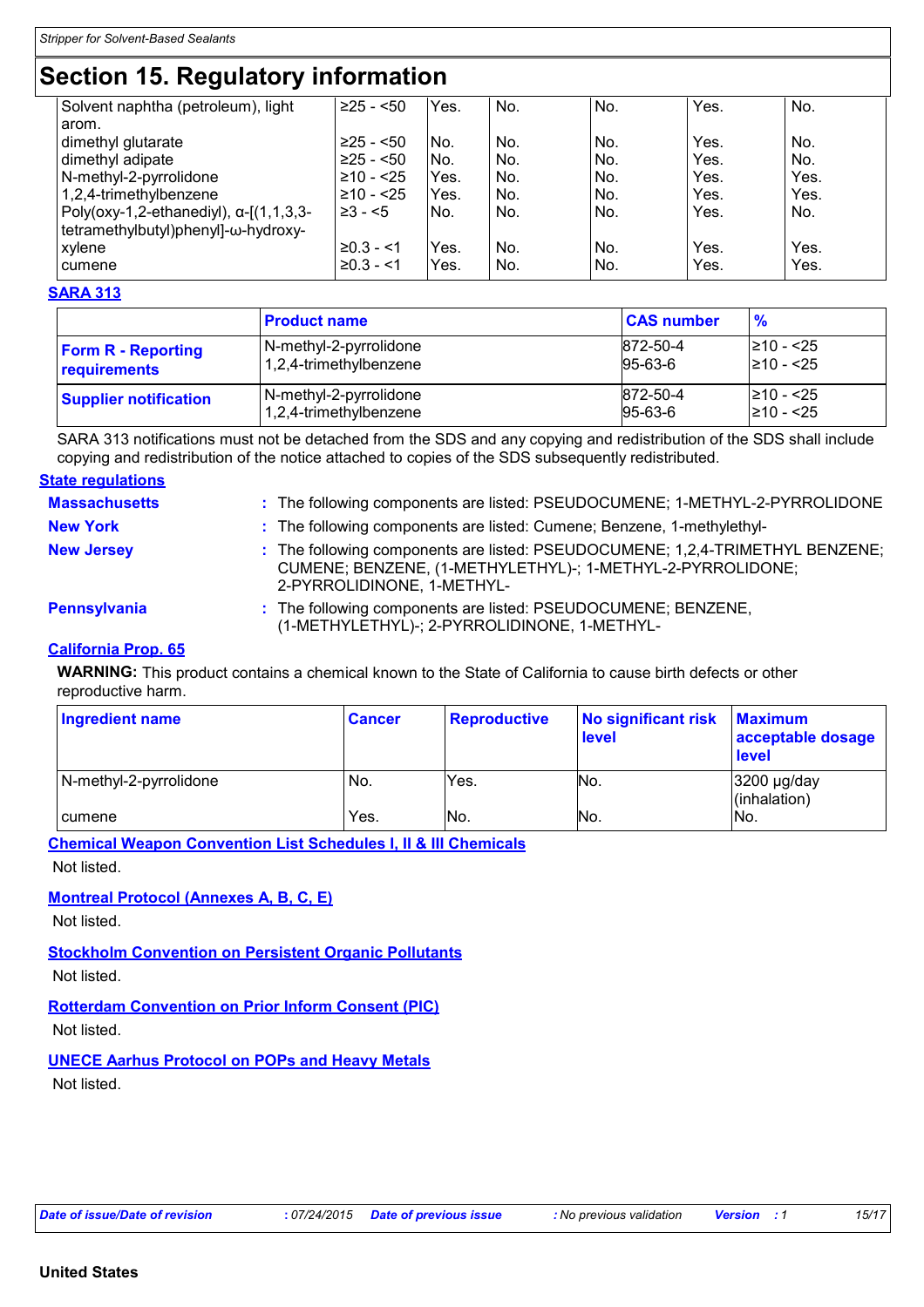# Section 15. Regulatory information

| | | | | | | |
|---|---|---|---|---|---|---|
| Solvent naphtha (petroleum), light arom. | ≥25 - <50 | Yes. | No. | No. | Yes. | No. |
| dimethyl glutarate | ≥25 - <50 | No. | No. | No. | Yes. | No. |
| dimethyl adipate | ≥25 - <50 | No. | No. | No. | Yes. | No. |
| N-methyl-2-pyrrolidone | ≥10 - <25 | Yes. | No. | No. | Yes. | Yes. |
| 1,2,4-trimethylbenzene | ≥10 - <25 | Yes. | No. | No. | Yes. | Yes. |
| Poly(oxy-1,2-ethanediyl), α-[(1,1,3,3-tetramethylbutyl)phenyl]-ω-hydroxy- | ≥3 - <5 | No. | No. | No. | Yes. | No. |
| xylene | ≥0.3 - <1 | Yes. | No. | No. | Yes. | Yes. |
| cumene | ≥0.3 - <1 | Yes. | No. | No. | Yes. | Yes. |

**SARA 313**

| | Product name | CAS number | % |
|---|---|---|---|
| **Form R - Reporting requirements** | N-methyl-2-pyrrolidone<br>1,2,4-trimethylbenzene | 872-50-4<br>95-63-6 | ≥10 - <25<br>≥10 - <25 |
| **Supplier notification** | N-methyl-2-pyrrolidone<br>1,2,4-trimethylbenzene | 872-50-4<br>95-63-6 | ≥10 - <25<br>≥10 - <25 |

SARA 313 notifications must not be detached from the SDS and any copying and redistribution of the SDS shall include copying and redistribution of the notice attached to copies of the SDS subsequently redistributed.

**State regulations**

**Massachusetts** : The following components are listed: PSEUDOCUMENE; 1-METHYL-2-PYRROLIDONE

**New York** : The following components are listed: Cumene; Benzene, 1-methylethyl-

**New Jersey** : The following components are listed: PSEUDOCUMENE; 1,2,4-TRIMETHYL BENZENE; CUMENE; BENZENE, (1-METHYLETHYL)-; 1-METHYL-2-PYRROLIDONE; 2-PYRROLIDINONE, 1-METHYL-

**Pennsylvania** : The following components are listed: PSEUDOCUMENE; BENZENE, (1-METHYLETHYL)-; 2-PYRROLIDINONE, 1-METHYL-

**California Prop. 65**

**WARNING:** This product contains a chemical known to the State of California to cause birth defects or other reproductive harm.

| Ingredient name | Cancer | Reproductive | No significant risk level | Maximum acceptable dosage level |
|---|---|---|---|---|
| N-methyl-2-pyrrolidone | No. | Yes. | No. | 3200 µg/day (inhalation) |
| cumene | Yes. | No. | No. | No. |

**Chemical Weapon Convention List Schedules I, II & III Chemicals**

Not listed.

**Montreal Protocol (Annexes A, B, C, E)**

Not listed.

**Stockholm Convention on Persistent Organic Pollutants**

Not listed.

**Rotterdam Convention on Prior Inform Consent (PIC)**

Not listed.

**UNECE Aarhus Protocol on POPs and Heavy Metals**

Not listed.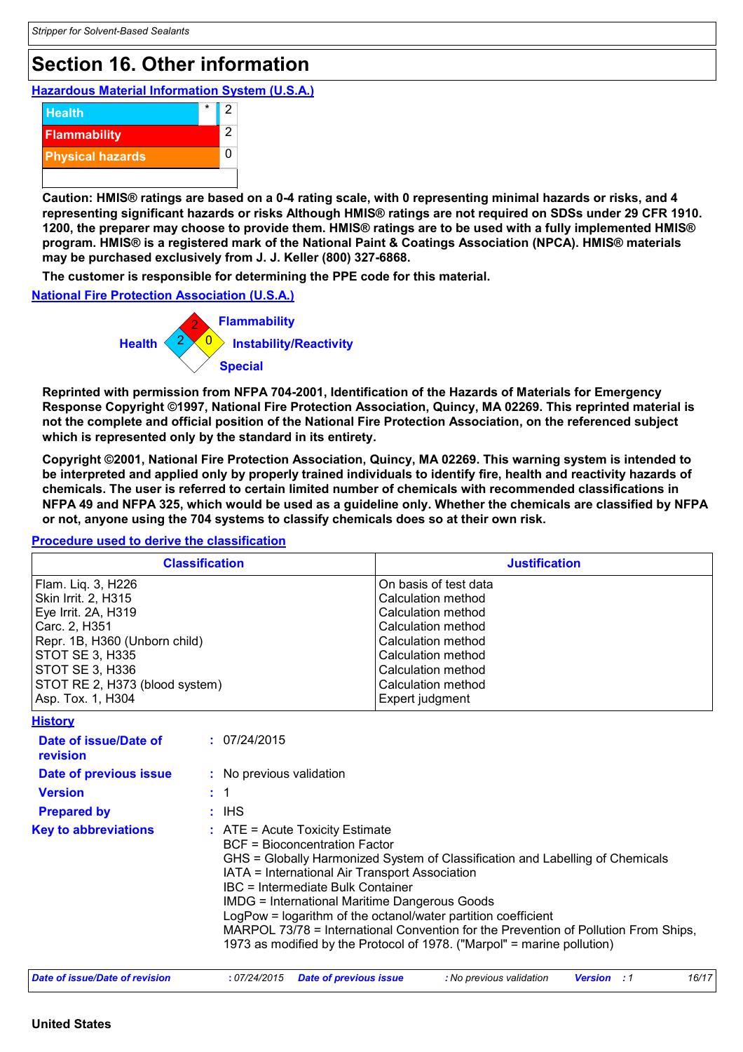# Section 16. Other information

**Hazardous Material Information System (U.S.A.)**

| | | |
|---|---|---|
| Health | * | 2 |
| Flammability | | 2 |
| Physical hazards | | 0 |
| | | |

**Caution: HMIS® ratings are based on a 0-4 rating scale, with 0 representing minimal hazards or risks, and 4 representing significant hazards or risks Although HMIS® ratings are not required on SDSs under 29 CFR 1910. 1200, the preparer may choose to provide them. HMIS® ratings are to be used with a fully implemented HMIS® program. HMIS® is a registered mark of the National Paint & Coatings Association (NPCA). HMIS® materials may be purchased exclusively from J. J. Keller (800) 327-6868.**

**The customer is responsible for determining the PPE code for this material.**

**National Fire Protection Association (U.S.A.)**

Flammability: 2
Health: 2
Instability/Reactivity: 0
Special:

**Reprinted with permission from NFPA 704-2001, Identification of the Hazards of Materials for Emergency Response Copyright ©1997, National Fire Protection Association, Quincy, MA 02269. This reprinted material is not the complete and official position of the National Fire Protection Association, on the referenced subject which is represented only by the standard in its entirety.**

**Copyright ©2001, National Fire Protection Association, Quincy, MA 02269. This warning system is intended to be interpreted and applied only by properly trained individuals to identify fire, health and reactivity hazards of chemicals. The user is referred to certain limited number of chemicals with recommended classifications in NFPA 49 and NFPA 325, which would be used as a guideline only. Whether the chemicals are classified by NFPA or not, anyone using the 704 systems to classify chemicals does so at their own risk.**

**Procedure used to derive the classification**

| Classification | Justification |
|---|---|
| Flam. Liq. 3, H226 | On basis of test data |
| Skin Irrit. 2, H315 | Calculation method |
| Eye Irrit. 2A, H319 | Calculation method |
| Carc. 2, H351 | Calculation method |
| Repr. 1B, H360 (Unborn child) | Calculation method |
| STOT SE 3, H335 | Calculation method |
| STOT SE 3, H336 | Calculation method |
| STOT RE 2, H373 (blood system) | Calculation method |
| Asp. Tox. 1, H304 | Expert judgment |

**History**

**Date of issue/Date of revision** : 07/24/2015

**Date of previous issue** : No previous validation

**Version** : 1

**Prepared by** : IHS

**Key to abbreviations** : ATE = Acute Toxicity Estimate
BCF = Bioconcentration Factor
GHS = Globally Harmonized System of Classification and Labelling of Chemicals
IATA = International Air Transport Association
IBC = Intermediate Bulk Container
IMDG = International Maritime Dangerous Goods
LogPow = logarithm of the octanol/water partition coefficient
MARPOL 73/78 = International Convention for the Prevention of Pollution From Ships, 1973 as modified by the Protocol of 1978. ("Marpol" = marine pollution)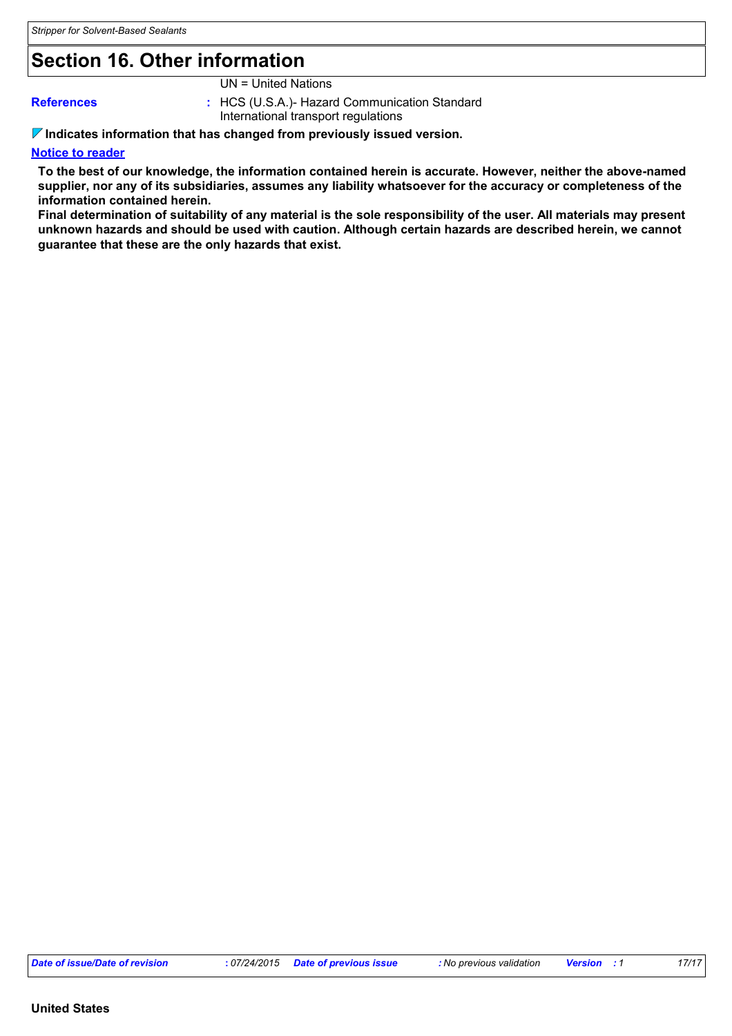# Section 16. Other information

UN = United Nations

**References** : HCS (U.S.A.)- Hazard Communication Standard
International transport regulations

**Indicates information that has changed from previously issued version.**

**Notice to reader**

**To the best of our knowledge, the information contained herein is accurate. However, neither the above-named supplier, nor any of its subsidiaries, assumes any liability whatsoever for the accuracy or completeness of the information contained herein.**

**Final determination of suitability of any material is the sole responsibility of the user. All materials may present unknown hazards and should be used with caution. Although certain hazards are described herein, we cannot guarantee that these are the only hazards that exist.**